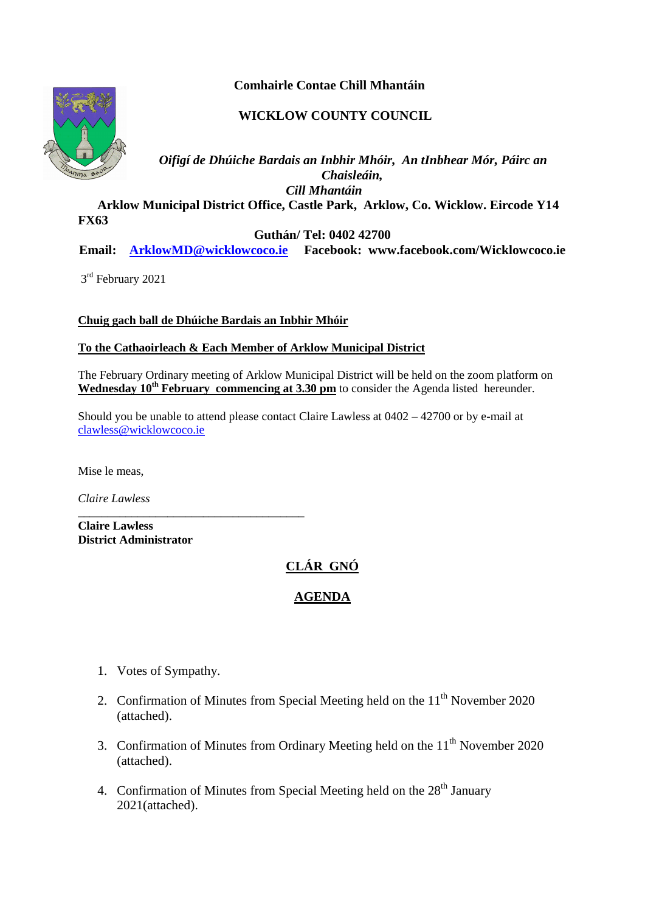**Comhairle Contae Chill Mhantáin**

**WICKLOW COUNTY COUNCIL**

***Oifigí de Dhúiche Bardais an Inbhir Mhóir, An tInbhear Mór, Páirc an Chaisleáin, Cill Mhantáin***

**Arklow Municipal District Office, Castle Park, Arklow, Co. Wicklow. Eircode Y14 FX63**

**Guthán/ Tel: 0402 42700**

**Email: ArklowMD@wicklowcoco.ie Facebook: www.facebook.com/Wicklowcoco.ie**

3rd February 2021

**Chuig gach ball de Dhúiche Bardais an Inbhir Mhóir**

**To the Cathaoirleach & Each Member of Arklow Municipal District**

The February Ordinary meeting of Arklow Municipal District will be held on the zoom platform on **Wednesday 10th February commencing at 3.30 pm** to consider the Agenda listed hereunder.

Should you be unable to attend please contact Claire Lawless at 0402 – 42700 or by e-mail at clawless@wicklowcoco.ie

Mise le meas,

*Claire Lawless*

\_\_\_\_\_\_\_\_\_\_\_\_\_\_\_\_\_\_\_\_\_\_\_\_\_\_\_\_\_\_\_\_\_\_\_\_\_\_

**Claire Lawless**
**District Administrator**

## CLÁR GNÓ

## AGENDA

1. Votes of Sympathy.
2. Confirmation of Minutes from Special Meeting held on the 11th November 2020 (attached).
3. Confirmation of Minutes from Ordinary Meeting held on the 11th November 2020 (attached).
4. Confirmation of Minutes from Special Meeting held on the 28th January 2021(attached).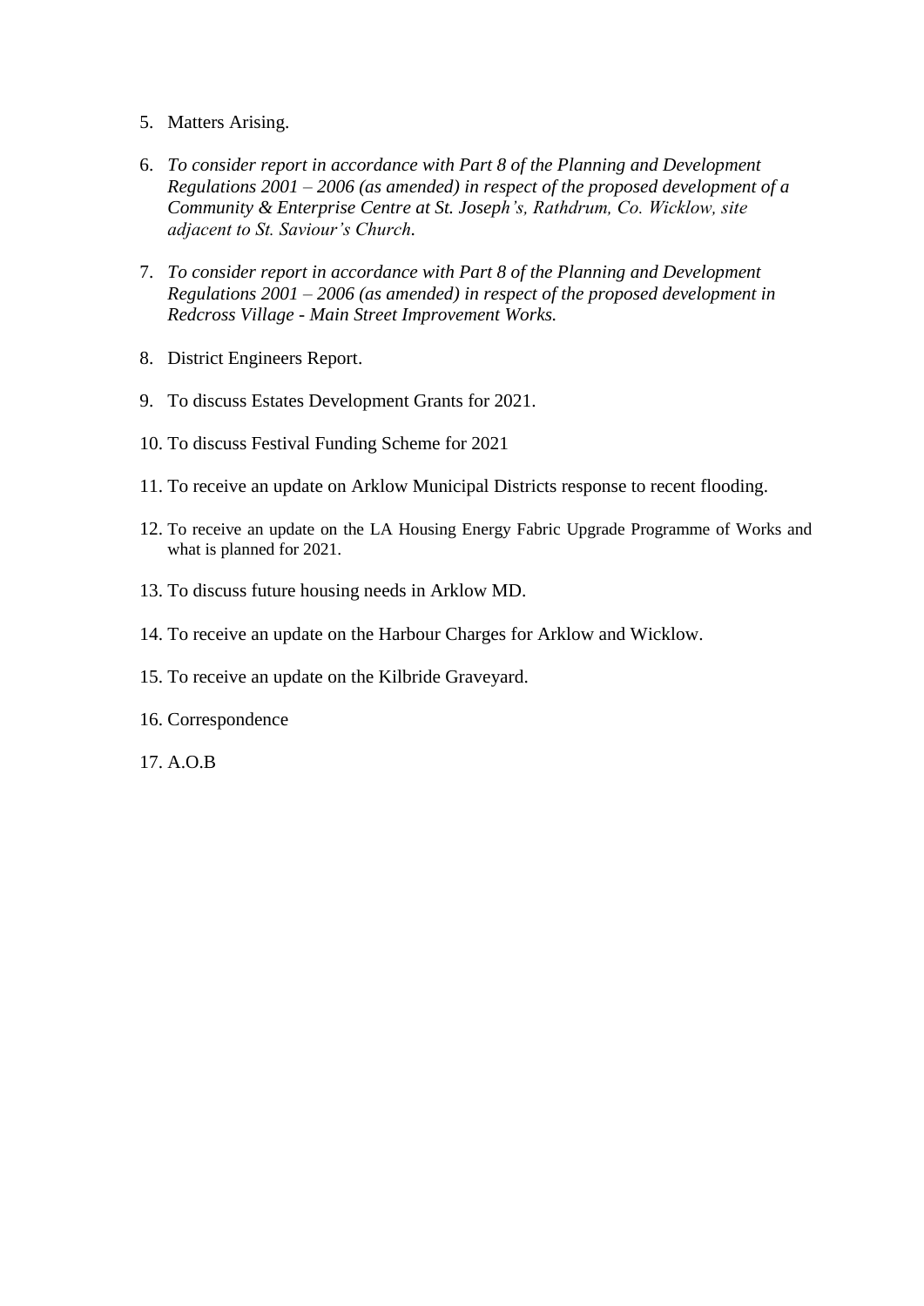5. Matters Arising.

6. *To consider report in accordance with Part 8 of the Planning and Development Regulations 2001 – 2006 (as amended) in respect of the proposed development of a Community & Enterprise Centre at St. Joseph's, Rathdrum, Co. Wicklow, site adjacent to St. Saviour's Church.*

7. *To consider report in accordance with Part 8 of the Planning and Development Regulations 2001 – 2006 (as amended) in respect of the proposed development in Redcross Village - Main Street Improvement Works.*

8. District Engineers Report.

9. To discuss Estates Development Grants for 2021.

10. To discuss Festival Funding Scheme for 2021

11. To receive an update on Arklow Municipal Districts response to recent flooding.

12. To receive an update on the LA Housing Energy Fabric Upgrade Programme of Works and what is planned for 2021.

13. To discuss future housing needs in Arklow MD.

14. To receive an update on the Harbour Charges for Arklow and Wicklow.

15. To receive an update on the Kilbride Graveyard.

16. Correspondence

17. A.O.B